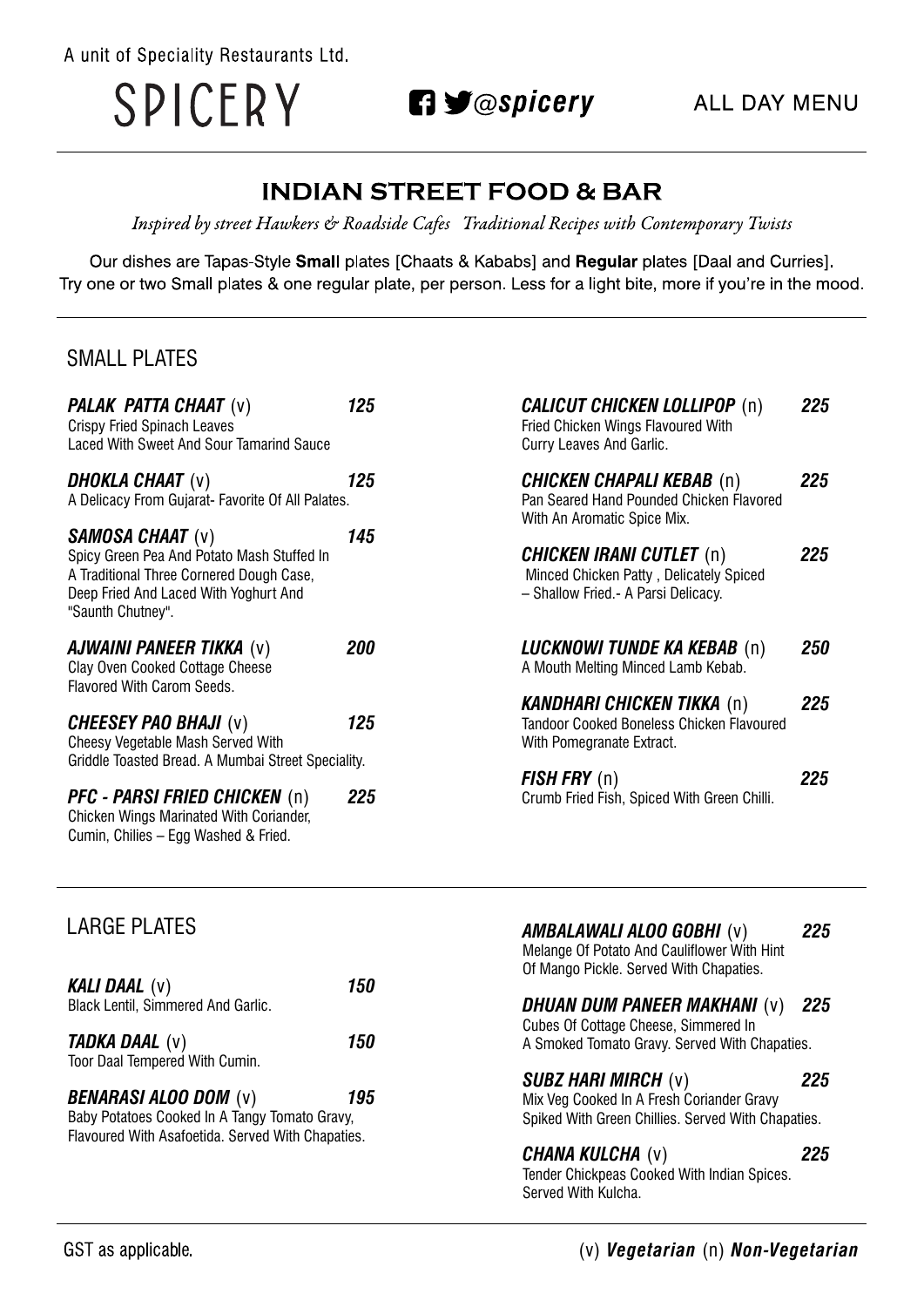A unit of Speciality Restaurants Ltd.

# SPICERY

@spicery

ALL DAY MENU

## INDIAN STREET FOOD & BAR

*Inspired by street Hawkers & Roadside Cafes   Traditional Recipes with Contemporary Twists*

Our dishes are Tapas-Style **Small** plates [Chaats & Kababs] and **Regular** plates [Daal and Curries].
Try one or two Small plates & one regular plate, per person. Less for a light bite, more if you're in the mood.

### SMALL PLATES

***PALAK PATTA CHAAT*** (v) — ***125***
Crispy Fried Spinach Leaves
Laced With Sweet And Sour Tamarind Sauce

***DHOKLA CHAAT*** (v) — ***125***
A Delicacy From Gujarat- Favorite Of All Palates.

***SAMOSA CHAAT*** (v) — ***145***
Spicy Green Pea And Potato Mash Stuffed In
A Traditional Three Cornered Dough Case,
Deep Fried And Laced With Yoghurt And
"Saunth Chutney".

***AJWAINI PANEER TIKKA*** (v) — ***200***
Clay Oven Cooked Cottage Cheese
Flavored With Carom Seeds.

***CHEESEY PAO BHAJI*** (v) — ***125***
Cheesy Vegetable Mash Served With
Griddle Toasted Bread. A Mumbai Street Speciality.

***PFC - PARSI FRIED CHICKEN*** (n) — ***225***
Chicken Wings Marinated With Coriander,
Cumin, Chilies – Egg Washed & Fried.

***CALICUT CHICKEN LOLLIPOP*** (n) — ***225***
Fried Chicken Wings Flavoured With
Curry Leaves And Garlic.

***CHICKEN CHAPALI KEBAB*** (n) — ***225***
Pan Seared Hand Pounded Chicken Flavored
With An Aromatic Spice Mix.

***CHICKEN IRANI CUTLET*** (n) — ***225***
Minced Chicken Patty , Delicately Spiced
– Shallow Fried.- A Parsi Delicacy.

***LUCKNOWI TUNDE KA KEBAB*** (n) — ***250***
A Mouth Melting Minced Lamb Kebab.

***KANDHARI CHICKEN TIKKA*** (n) — ***225***
Tandoor Cooked Boneless Chicken Flavoured
With Pomegranate Extract.

***FISH FRY*** (n) — ***225***
Crumb Fried Fish, Spiced With Green Chilli.

### LARGE PLATES

***KALI DAAL*** (v) — ***150***
Black Lentil, Simmered And Garlic.

***TADKA DAAL*** (v) — ***150***
Toor Daal Tempered With Cumin.

***BENARASI ALOO DOM*** (v) — ***195***
Baby Potatoes Cooked In A Tangy Tomato Gravy,
Flavoured With Asafoetida. Served With Chapaties.

***AMBALAWALI ALOO GOBHI*** (v) — ***225***
Melange Of Potato And Cauliflower With Hint
Of Mango Pickle. Served With Chapaties.

***DHUAN DUM PANEER MAKHANI*** (v) — ***225***
Cubes Of Cottage Cheese, Simmered In
A Smoked Tomato Gravy. Served With Chapaties.

***SUBZ HARI MIRCH*** (v) — ***225***
Mix Veg Cooked In A Fresh Coriander Gravy
Spiked With Green Chillies. Served With Chapaties.

***CHANA KULCHA*** (v) — ***225***
Tender Chickpeas Cooked With Indian Spices.
Served With Kulcha.

GST as applicable.

(v) ***Vegetarian*** (n) ***Non-Vegetarian***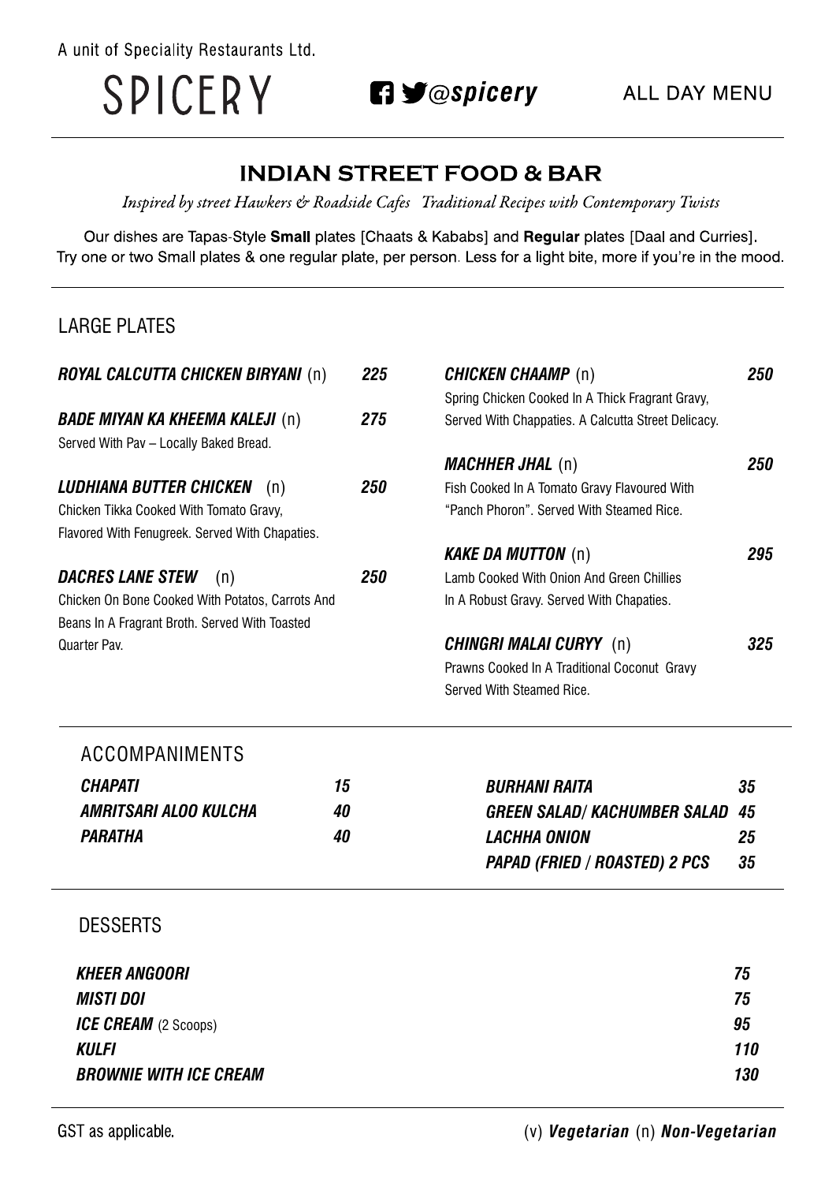A unit of Speciality Restaurants Ltd.

# SPICERY

@spicery

ALL DAY MENU

## INDIAN STREET FOOD & BAR

*Inspired by street Hawkers & Roadside Cafes   Traditional Recipes with Contemporary Twists*

Our dishes are Tapas-Style **Small** plates [Chaats & Kababs] and **Regular** plates [Daal and Curries]. Try one or two Small plates & one regular plate, per person. Less for a light bite, more if you're in the mood.

### LARGE PLATES

***ROYAL CALCUTTA CHICKEN BIRYANI*** (n) — ***225***

***BADE MIYAN KA KHEEMA KALEJI*** (n) — ***275***
Served With Pav – Locally Baked Bread.

***LUDHIANA BUTTER CHICKEN*** (n) — ***250***
Chicken Tikka Cooked With Tomato Gravy, Flavored With Fenugreek. Served With Chapaties.

***DACRES LANE STEW*** (n) — ***250***
Chicken On Bone Cooked With Potatos, Carrots And Beans In A Fragrant Broth. Served With Toasted Quarter Pav.

***CHICKEN CHAAMP*** (n) — ***250***
Spring Chicken Cooked In A Thick Fragrant Gravy, Served With Chappaties. A Calcutta Street Delicacy.

***MACHHER JHAL*** (n) — ***250***
Fish Cooked In A Tomato Gravy Flavoured With "Panch Phoron". Served With Steamed Rice.

***KAKE DA MUTTON*** (n) — ***295***
Lamb Cooked With Onion And Green Chillies In A Robust Gravy. Served With Chapaties.

***CHINGRI MALAI CURYY*** (n) — ***325***
Prawns Cooked In A Traditional Coconut Gravy Served With Steamed Rice.

### ACCOMPANIMENTS

| | |
|---|---|
| ***CHAPATI*** | ***15*** |
| ***AMRITSARI ALOO KULCHA*** | ***40*** |
| ***PARATHA*** | ***40*** |
| ***BURHANI RAITA*** | ***35*** |
| ***GREEN SALAD/ KACHUMBER SALAD*** | ***45*** |
| ***LACHHA ONION*** | ***25*** |
| ***PAPAD (FRIED / ROASTED) 2 PCS*** | ***35*** |

### DESSERTS

| | |
|---|---|
| ***KHEER ANGOORI*** | ***75*** |
| ***MISTI DOI*** | ***75*** |
| ***ICE CREAM*** (2 Scoops) | ***95*** |
| ***KULFI*** | ***110*** |
| ***BROWNIE WITH ICE CREAM*** | ***130*** |

GST as applicable.

(v) ***Vegetarian*** (n) ***Non-Vegetarian***